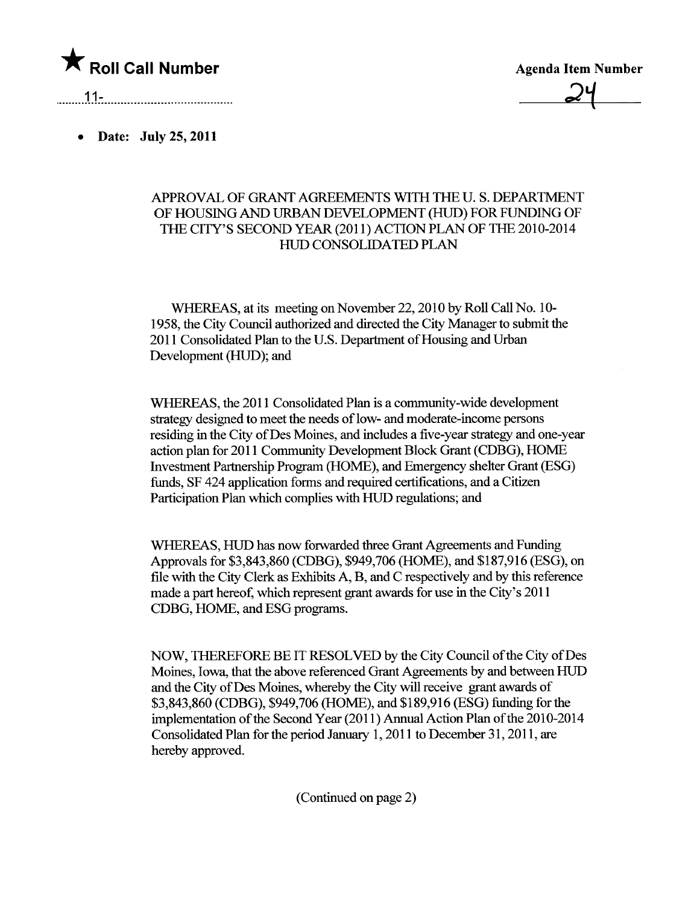★ **Roll Call Number**

11-..........................................

**Agenda Item Number**

24

- **Date: July 25, 2011**

APPROVAL OF GRANT AGREEMENTS WITH THE U. S. DEPARTMENT OF HOUSING AND URBAN DEVELOPMENT (HUD) FOR FUNDING OF THE CITY'S SECOND YEAR (2011) ACTION PLAN OF THE 2010-2014 HUD CONSOLIDATED PLAN

WHEREAS, at its meeting on November 22, 2010 by Roll Call No. 10-1958, the City Council authorized and directed the City Manager to submit the 2011 Consolidated Plan to the U.S. Department of Housing and Urban Development (HUD); and

WHEREAS, the 2011 Consolidated Plan is a community-wide development strategy designed to meet the needs of low- and moderate-income persons residing in the City of Des Moines, and includes a five-year strategy and one-year action plan for 2011 Community Development Block Grant (CDBG), HOME Investment Partnership Program (HOME), and Emergency shelter Grant (ESG) funds, SF 424 application forms and required certifications, and a Citizen Participation Plan which complies with HUD regulations; and

WHEREAS, HUD has now forwarded three Grant Agreements and Funding Approvals for $3,843,860 (CDBG), $949,706 (HOME), and $187,916 (ESG), on file with the City Clerk as Exhibits A, B, and C respectively and by this reference made a part hereof, which represent grant awards for use in the City's 2011 CDBG, HOME, and ESG programs.

NOW, THEREFORE BE IT RESOLVED by the City Council of the City of Des Moines, Iowa, that the above referenced Grant Agreements by and between HUD and the City of Des Moines, whereby the City will receive grant awards of $3,843,860 (CDBG), $949,706 (HOME), and $189,916 (ESG) funding for the implementation of the Second Year (2011) Annual Action Plan of the 2010-2014 Consolidated Plan for the period January 1, 2011 to December 31, 2011, are hereby approved.

(Continued on page 2)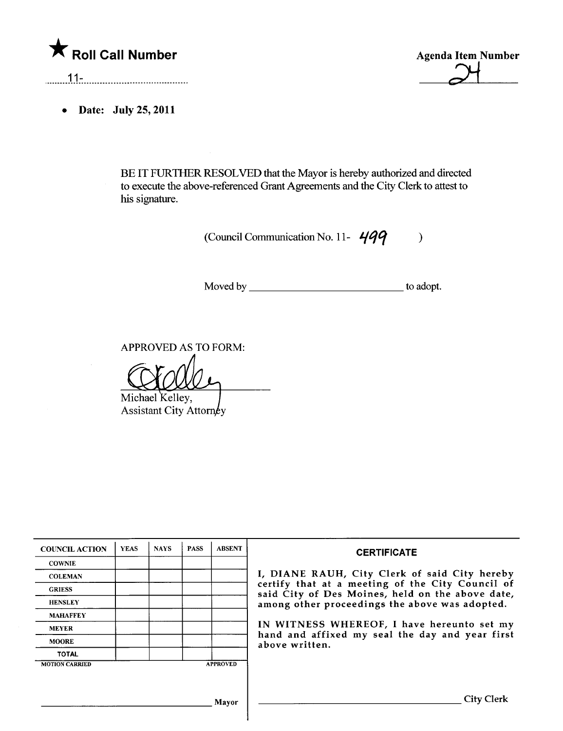★ **Roll Call Number**

11-

**Agenda Item Number**

24

- **Date: July 25, 2011**

BE IT FURTHER RESOLVED that the Mayor is hereby authorized and directed to execute the above-referenced Grant Agreements and the City Clerk to attest to his signature.

(Council Communication No. 11- 499 )

Moved by \_\_\_\_\_\_\_\_\_\_\_\_\_\_\_\_\_\_\_\_\_\_\_\_\_\_\_\_ to adopt.

APPROVED AS TO FORM:

Michael Kelley,
Assistant City Attorney

| COUNCIL ACTION | YEAS | NAYS | PASS | ABSENT |
|---|---|---|---|---|
| COWNIE | | | | |
| COLEMAN | | | | |
| GRIESS | | | | |
| HENSLEY | | | | |
| MAHAFFEY | | | | |
| MEYER | | | | |
| MOORE | | | | |
| TOTAL | | | | |

MOTION CARRIED APPROVED

\_\_\_\_\_\_\_\_\_\_\_\_\_\_\_\_\_\_\_\_\_\_\_\_\_\_\_\_\_\_\_\_ Mayor

**CERTIFICATE**

I, DIANE RAUH, City Clerk of said City hereby certify that at a meeting of the City Council of said City of Des Moines, held on the above date, among other proceedings the above was adopted.

IN WITNESS WHEREOF, I have hereunto set my hand and affixed my seal the day and year first above written.

\_\_\_\_\_\_\_\_\_\_\_\_\_\_\_\_\_\_\_\_\_\_\_\_\_\_\_\_\_\_\_\_ City Clerk